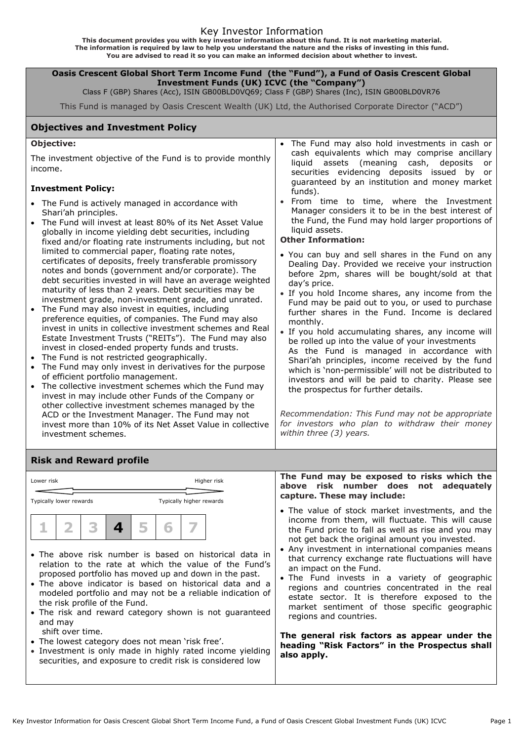# Key Investor Information

**This document provides you with key investor information about this fund. It is not marketing material. The information is required by law to help you understand the nature and the risks of investing in this fund. You are advised to read it so you can make an informed decision about whether to invest.**

**Oasis Crescent Global Short Term Income Fund (the "Fund"), a Fund of Oasis Crescent Global Investment Funds (UK) ICVC (the "Company")**

Class F (GBP) Shares (Acc), ISIN GB00BLD0VQ69; Class F (GBP) Shares (Inc), ISIN GB00BLD0VR76

This Fund is managed by Oasis Crescent Wealth (UK) Ltd, the Authorised Corporate Director ("ACD")

## Objectives and Investment Policy

**Objective:**

The investment objective of the Fund is to provide monthly income.

**Investment Policy:**

- The Fund is actively managed in accordance with Shari'ah principles.
- The Fund will invest at least 80% of its Net Asset Value globally in income yielding debt securities, including fixed and/or floating rate instruments including, but not limited to commercial paper, floating rate notes, certificates of deposits, freely transferable promissory notes and bonds (government and/or corporate). The debt securities invested in will have an average weighted maturity of less than 2 years. Debt securities may be investment grade, non-investment grade, and unrated.
- The Fund may also invest in equities, including preference equities, of companies. The Fund may also invest in units in collective investment schemes and Real Estate Investment Trusts ("REITs"). The Fund may also invest in closed-ended property funds and trusts.
- The Fund is not restricted geographically.
- The Fund may only invest in derivatives for the purpose of efficient portfolio management.
- The collective investment schemes which the Fund may invest in may include other Funds of the Company or other collective investment schemes managed by the ACD or the Investment Manager. The Fund may not invest more than 10% of its Net Asset Value in collective investment schemes.
- The Fund may also hold investments in cash or cash equivalents which may comprise ancillary liquid assets (meaning cash, deposits or securities evidencing deposits issued by or guaranteed by an institution and money market funds).
- From time to time, where the Investment Manager considers it to be in the best interest of the Fund, the Fund may hold larger proportions of liquid assets.

**Other Information:**

- You can buy and sell shares in the Fund on any Dealing Day. Provided we receive your instruction before 2pm, shares will be bought/sold at that day's price.
- If you hold Income shares, any income from the Fund may be paid out to you, or used to purchase further shares in the Fund. Income is declared monthly.
- If you hold accumulating shares, any income will be rolled up into the value of your investments

As the Fund is managed in accordance with Shari'ah principles, income received by the fund which is 'non-permissible' will not be distributed to investors and will be paid to charity. Please see the prospectus for further details.

*Recommendation: This Fund may not be appropriate for investors who plan to withdraw their money within three (3) years.*

## Risk and Reward profile

Lower risk — Higher risk

Typically lower rewards — Typically higher rewards

1 2 3 **4** 5 6 7

- The above risk number is based on historical data in relation to the rate at which the value of the Fund's proposed portfolio has moved up and down in the past.
- The above indicator is based on historical data and a modeled portfolio and may not be a reliable indication of the risk profile of the Fund.
- The risk and reward category shown is not guaranteed and may shift over time.
- The lowest category does not mean 'risk free'.
- Investment is only made in highly rated income yielding securities, and exposure to credit risk is considered low

**The Fund may be exposed to risks which the above risk number does not adequately capture. These may include:**

- The value of stock market investments, and the income from them, will fluctuate. This will cause the Fund price to fall as well as rise and you may not get back the original amount you invested.
- Any investment in international companies means that currency exchange rate fluctuations will have an impact on the Fund.
- The Fund invests in a variety of geographic regions and countries concentrated in the real estate sector. It is therefore exposed to the market sentiment of those specific geographic regions and countries.

**The general risk factors as appear under the heading "Risk Factors" in the Prospectus shall also apply.**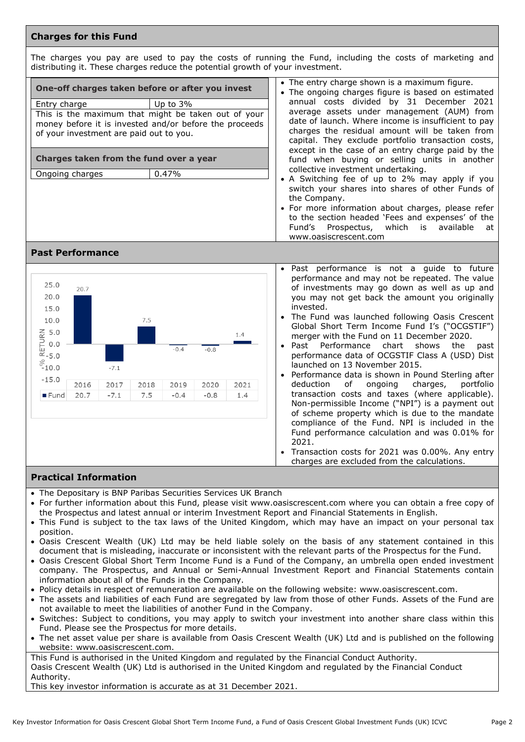## Charges for this Fund

The charges you pay are used to pay the costs of running the Fund, including the costs of marketing and distributing it. These charges reduce the potential growth of your investment.

| One-off charges taken before or after you invest | |
|---|---|
| Entry charge | Up to 3% |

This is the maximum that might be taken out of your money before it is invested and/or before the proceeds of your investment are paid out to you.

| Charges taken from the fund over a year | |
|---|---|
| Ongoing charges | 0.47% |

- The entry charge shown is a maximum figure.
- The ongoing charges figure is based on estimated annual costs divided by 31 December 2021 average assets under management (AUM) from date of launch. Where income is insufficient to pay charges the residual amount will be taken from capital. They exclude portfolio transaction costs, except in the case of an entry charge paid by the fund when buying or selling units in another collective investment undertaking.
- A Switching fee of up to 2% may apply if you switch your shares into shares of other Funds of the Company.
- For more information about charges, please refer to the section headed 'Fees and expenses' of the Fund's Prospectus, which is available at www.oasiscrescent.com

## Past Performance

% RETURN

25.0
20.0
15.0
10.0
5.0
0.0
-5.0
-10.0
-15.0

20.7
-7.1
7.5
-0.4
-0.8
1.4

2016 2017 2018 2019 2020 2021

Fund 20.7 -7.1 7.5 -0.4 -0.8 1.4

- Past performance is not a guide to future performance and may not be repeated. The value of investments may go down as well as up and you may not get back the amount you originally invested.
- The Fund was launched following Oasis Crescent Global Short Term Income Fund I's ("OCGSTIF") merger with the Fund on 11 December 2020.
- Past Performance chart shows the past performance data of OCGSTIF Class A (USD) Dist launched on 13 November 2015.
- Performance data is shown in Pound Sterling after deduction of ongoing charges, portfolio transaction costs and taxes (where applicable). Non-permissible Income ("NPI") is a payment out of scheme property which is due to the mandate compliance of the Fund. NPI is included in the Fund performance calculation and was 0.01% for 2021.
- Transaction costs for 2021 was 0.00%. Any entry charges are excluded from the calculations.

## Practical Information

- The Depositary is BNP Paribas Securities Services UK Branch
- For further information about this Fund, please visit www.oasiscrescent.com where you can obtain a free copy of the Prospectus and latest annual or interim Investment Report and Financial Statements in English.
- This Fund is subject to the tax laws of the United Kingdom, which may have an impact on your personal tax position.
- Oasis Crescent Wealth (UK) Ltd may be held liable solely on the basis of any statement contained in this document that is misleading, inaccurate or inconsistent with the relevant parts of the Prospectus for the Fund.
- Oasis Crescent Global Short Term Income Fund is a Fund of the Company, an umbrella open ended investment company. The Prospectus, and Annual or Semi-Annual Investment Report and Financial Statements contain information about all of the Funds in the Company.
- Policy details in respect of remuneration are available on the following website: www.oasiscrescent.com.
- The assets and liabilities of each Fund are segregated by law from those of other Funds. Assets of the Fund are not available to meet the liabilities of another Fund in the Company.
- Switches: Subject to conditions, you may apply to switch your investment into another share class within this Fund. Please see the Prospectus for more details.
- The net asset value per share is available from Oasis Crescent Wealth (UK) Ltd and is published on the following website: www.oasiscrescent.com.

This Fund is authorised in the United Kingdom and regulated by the Financial Conduct Authority.
Oasis Crescent Wealth (UK) Ltd is authorised in the United Kingdom and regulated by the Financial Conduct Authority.
This key investor information is accurate as at 31 December 2021.